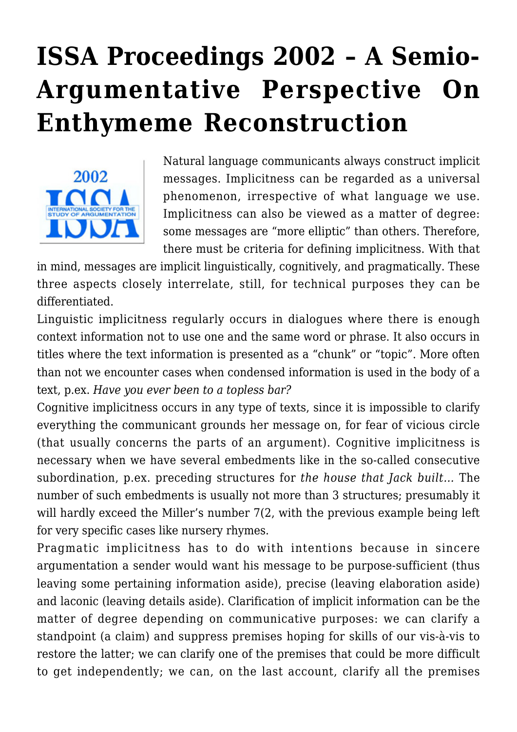# ISSA Proceedings 2002 – A Semio-Argumentative Perspective On Enthymeme Reconstruction

Natural language communicants always construct implicit messages. Implicitness can be regarded as a universal phenomenon, irrespective of what language we use. Implicitness can also be viewed as a matter of degree: some messages are "more elliptic" than others. Therefore, there must be criteria for defining implicitness. With that in mind, messages are implicit linguistically, cognitively, and pragmatically. These three aspects closely interrelate, still, for technical purposes they can be differentiated.

Linguistic implicitness regularly occurs in dialogues where there is enough context information not to use one and the same word or phrase. It also occurs in titles where the text information is presented as a "chunk" or "topic". More often than not we encounter cases when condensed information is used in the body of a text, p.ex. *Have you ever been to a topless bar?*

Cognitive implicitness occurs in any type of texts, since it is impossible to clarify everything the communicant grounds her message on, for fear of vicious circle (that usually concerns the parts of an argument). Cognitive implicitness is necessary when we have several embedments like in the so-called consecutive subordination, p.ex. preceding structures for *the house that Jack built…* The number of such embedments is usually not more than 3 structures; presumably it will hardly exceed the Miller's number 7(2, with the previous example being left for very specific cases like nursery rhymes.

Pragmatic implicitness has to do with intentions because in sincere argumentation a sender would want his message to be purpose-sufficient (thus leaving some pertaining information aside), precise (leaving elaboration aside) and laconic (leaving details aside). Clarification of implicit information can be the matter of degree depending on communicative purposes: we can clarify a standpoint (a claim) and suppress premises hoping for skills of our vis-à-vis to restore the latter; we can clarify one of the premises that could be more difficult to get independently; we can, on the last account, clarify all the premises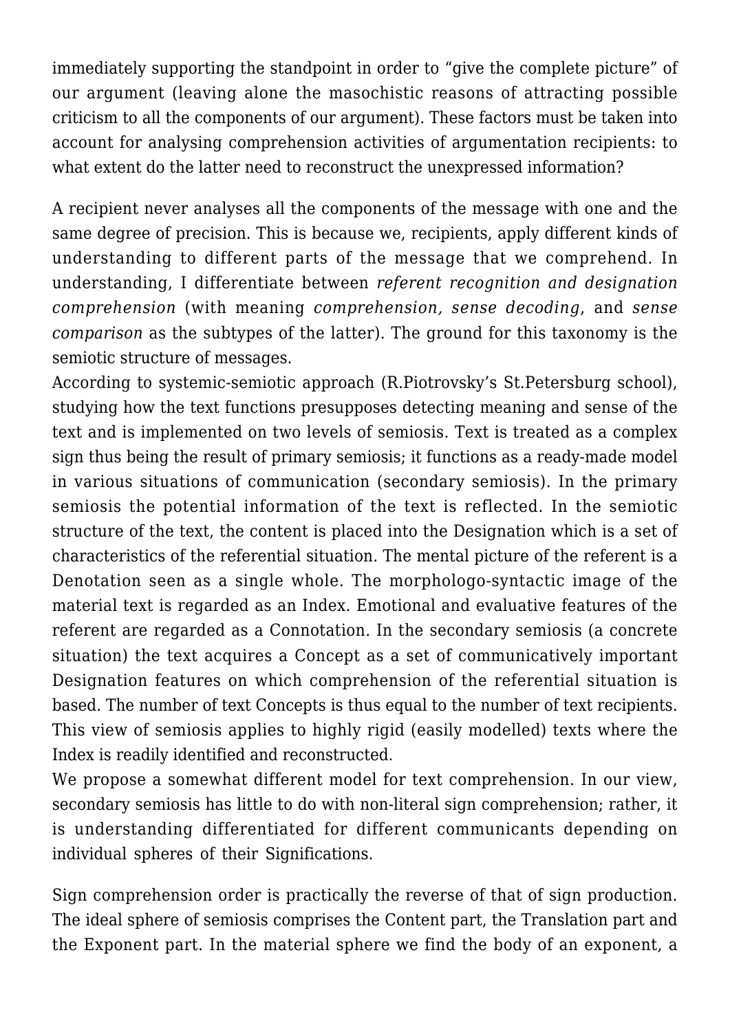immediately supporting the standpoint in order to "give the complete picture" of our argument (leaving alone the masochistic reasons of attracting possible criticism to all the components of our argument). These factors must be taken into account for analysing comprehension activities of argumentation recipients: to what extent do the latter need to reconstruct the unexpressed information?

A recipient never analyses all the components of the message with one and the same degree of precision. This is because we, recipients, apply different kinds of understanding to different parts of the message that we comprehend. In understanding, I differentiate between *referent recognition and designation comprehension* (with meaning *comprehension, sense decoding*, and *sense comparison* as the subtypes of the latter). The ground for this taxonomy is the semiotic structure of messages.

According to systemic-semiotic approach (R.Piotrovsky's St.Petersburg school), studying how the text functions presupposes detecting meaning and sense of the text and is implemented on two levels of semiosis. Text is treated as a complex sign thus being the result of primary semiosis; it functions as a ready-made model in various situations of communication (secondary semiosis). In the primary semiosis the potential information of the text is reflected. In the semiotic structure of the text, the content is placed into the Designation which is a set of characteristics of the referential situation. The mental picture of the referent is a Denotation seen as a single whole. The morphologo-syntactic image of the material text is regarded as an Index. Emotional and evaluative features of the referent are regarded as a Connotation. In the secondary semiosis (a concrete situation) the text acquires a Concept as a set of communicatively important Designation features on which comprehension of the referential situation is based. The number of text Concepts is thus equal to the number of text recipients. This view of semiosis applies to highly rigid (easily modelled) texts where the Index is readily identified and reconstructed.

We propose a somewhat different model for text comprehension. In our view, secondary semiosis has little to do with non-literal sign comprehension; rather, it is understanding differentiated for different communicants depending on individual spheres of their Significations.

Sign comprehension order is practically the reverse of that of sign production. The ideal sphere of semiosis comprises the Content part, the Translation part and the Exponent part. In the material sphere we find the body of an exponent, a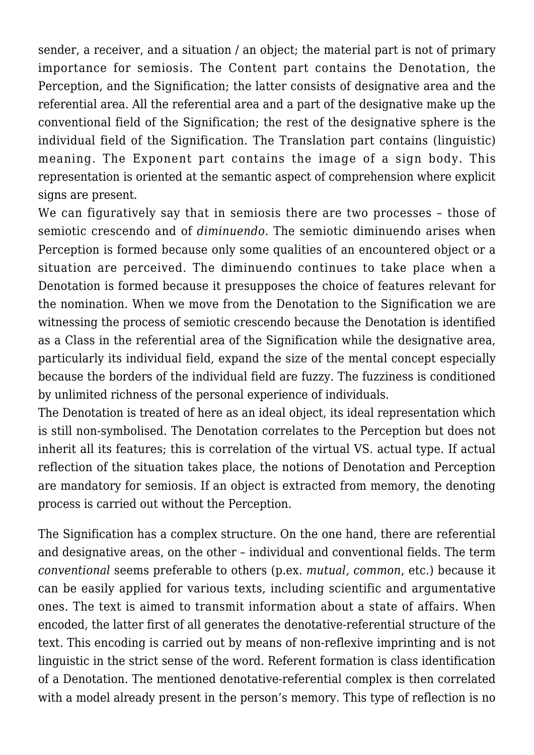sender, a receiver, and a situation / an object; the material part is not of primary importance for semiosis. The Content part contains the Denotation, the Perception, and the Signification; the latter consists of designative area and the referential area. All the referential area and a part of the designative make up the conventional field of the Signification; the rest of the designative sphere is the individual field of the Signification. The Translation part contains (linguistic) meaning. The Exponent part contains the image of a sign body. This representation is oriented at the semantic aspect of comprehension where explicit signs are present.

We can figuratively say that in semiosis there are two processes – those of semiotic crescendo and of *diminuendo*. The semiotic diminuendo arises when Perception is formed because only some qualities of an encountered object or a situation are perceived. The diminuendo continues to take place when a Denotation is formed because it presupposes the choice of features relevant for the nomination. When we move from the Denotation to the Signification we are witnessing the process of semiotic crescendo because the Denotation is identified as a Class in the referential area of the Signification while the designative area, particularly its individual field, expand the size of the mental concept especially because the borders of the individual field are fuzzy. The fuzziness is conditioned by unlimited richness of the personal experience of individuals.

The Denotation is treated of here as an ideal object, its ideal representation which is still non-symbolised. The Denotation correlates to the Perception but does not inherit all its features; this is correlation of the virtual VS. actual type. If actual reflection of the situation takes place, the notions of Denotation and Perception are mandatory for semiosis. If an object is extracted from memory, the denoting process is carried out without the Perception.

The Signification has a complex structure. On the one hand, there are referential and designative areas, on the other – individual and conventional fields. The term *conventional* seems preferable to others (p.ex. *mutual, common*, etc.) because it can be easily applied for various texts, including scientific and argumentative ones. The text is aimed to transmit information about a state of affairs. When encoded, the latter first of all generates the denotative-referential structure of the text. This encoding is carried out by means of non-reflexive imprinting and is not linguistic in the strict sense of the word. Referent formation is class identification of a Denotation. The mentioned denotative-referential complex is then correlated with a model already present in the person's memory. This type of reflection is no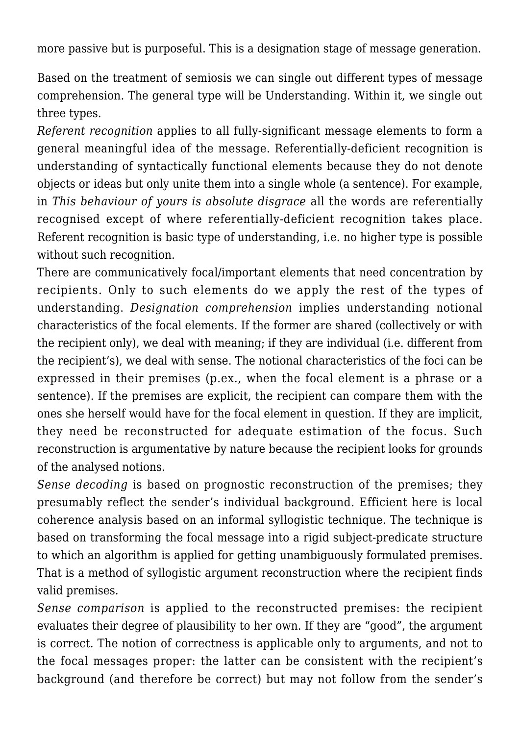more passive but is purposeful. This is a designation stage of message generation.

Based on the treatment of semiosis we can single out different types of message comprehension. The general type will be Understanding. Within it, we single out three types.

*Referent recognition* applies to all fully-significant message elements to form a general meaningful idea of the message. Referentially-deficient recognition is understanding of syntactically functional elements because they do not denote objects or ideas but only unite them into a single whole (a sentence). For example, in *This behaviour of yours is absolute disgrace* all the words are referentially recognised except of where referentially-deficient recognition takes place. Referent recognition is basic type of understanding, i.e. no higher type is possible without such recognition.

There are communicatively focal/important elements that need concentration by recipients. Only to such elements do we apply the rest of the types of understanding. *Designation comprehension* implies understanding notional characteristics of the focal elements. If the former are shared (collectively or with the recipient only), we deal with meaning; if they are individual (i.e. different from the recipient's), we deal with sense. The notional characteristics of the foci can be expressed in their premises (p.ex., when the focal element is a phrase or a sentence). If the premises are explicit, the recipient can compare them with the ones she herself would have for the focal element in question. If they are implicit, they need be reconstructed for adequate estimation of the focus. Such reconstruction is argumentative by nature because the recipient looks for grounds of the analysed notions.

*Sense decoding* is based on prognostic reconstruction of the premises; they presumably reflect the sender's individual background. Efficient here is local coherence analysis based on an informal syllogistic technique. The technique is based on transforming the focal message into a rigid subject-predicate structure to which an algorithm is applied for getting unambiguously formulated premises. That is a method of syllogistic argument reconstruction where the recipient finds valid premises.

*Sense comparison* is applied to the reconstructed premises: the recipient evaluates their degree of plausibility to her own. If they are "good", the argument is correct. The notion of correctness is applicable only to arguments, and not to the focal messages proper: the latter can be consistent with the recipient's background (and therefore be correct) but may not follow from the sender's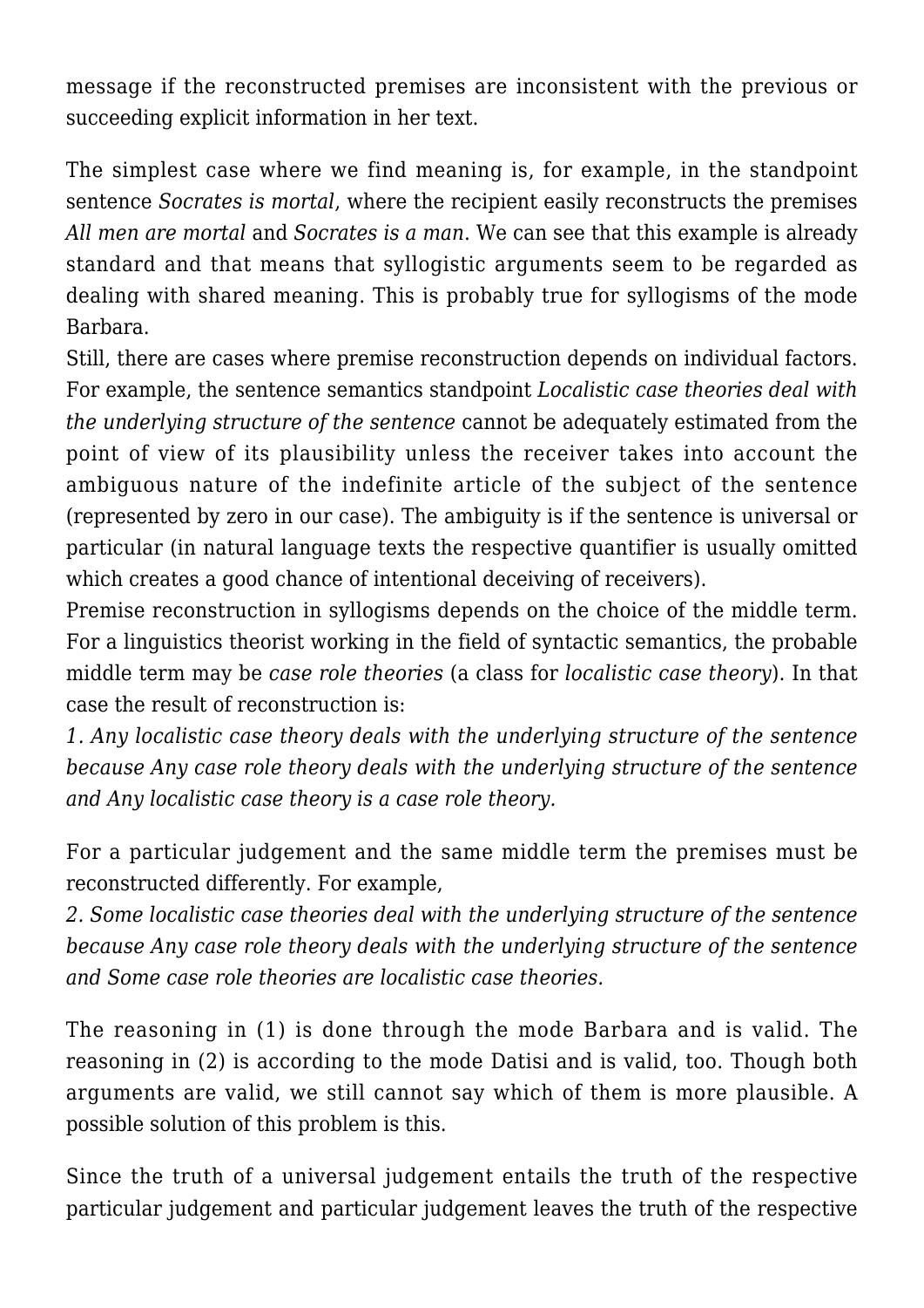message if the reconstructed premises are inconsistent with the previous or succeeding explicit information in her text.

The simplest case where we find meaning is, for example, in the standpoint sentence *Socrates is mortal*, where the recipient easily reconstructs the premises *All men are mortal* and *Socrates is a man*. We can see that this example is already standard and that means that syllogistic arguments seem to be regarded as dealing with shared meaning. This is probably true for syllogisms of the mode Barbara.

Still, there are cases where premise reconstruction depends on individual factors. For example, the sentence semantics standpoint *Localistic case theories deal with the underlying structure of the sentence* cannot be adequately estimated from the point of view of its plausibility unless the receiver takes into account the ambiguous nature of the indefinite article of the subject of the sentence (represented by zero in our case). The ambiguity is if the sentence is universal or particular (in natural language texts the respective quantifier is usually omitted which creates a good chance of intentional deceiving of receivers).

Premise reconstruction in syllogisms depends on the choice of the middle term. For a linguistics theorist working in the field of syntactic semantics, the probable middle term may be *case role theories* (a class for *localistic case theory*). In that case the result of reconstruction is:

*1. Any localistic case theory deals with the underlying structure of the sentence because Any case role theory deals with the underlying structure of the sentence and Any localistic case theory is a case role theory.*

For a particular judgement and the same middle term the premises must be reconstructed differently. For example,

*2. Some localistic case theories deal with the underlying structure of the sentence because Any case role theory deals with the underlying structure of the sentence and Some case role theories are localistic case theories.*

The reasoning in (1) is done through the mode Barbara and is valid. The reasoning in (2) is according to the mode Datisi and is valid, too. Though both arguments are valid, we still cannot say which of them is more plausible. A possible solution of this problem is this.

Since the truth of a universal judgement entails the truth of the respective particular judgement and particular judgement leaves the truth of the respective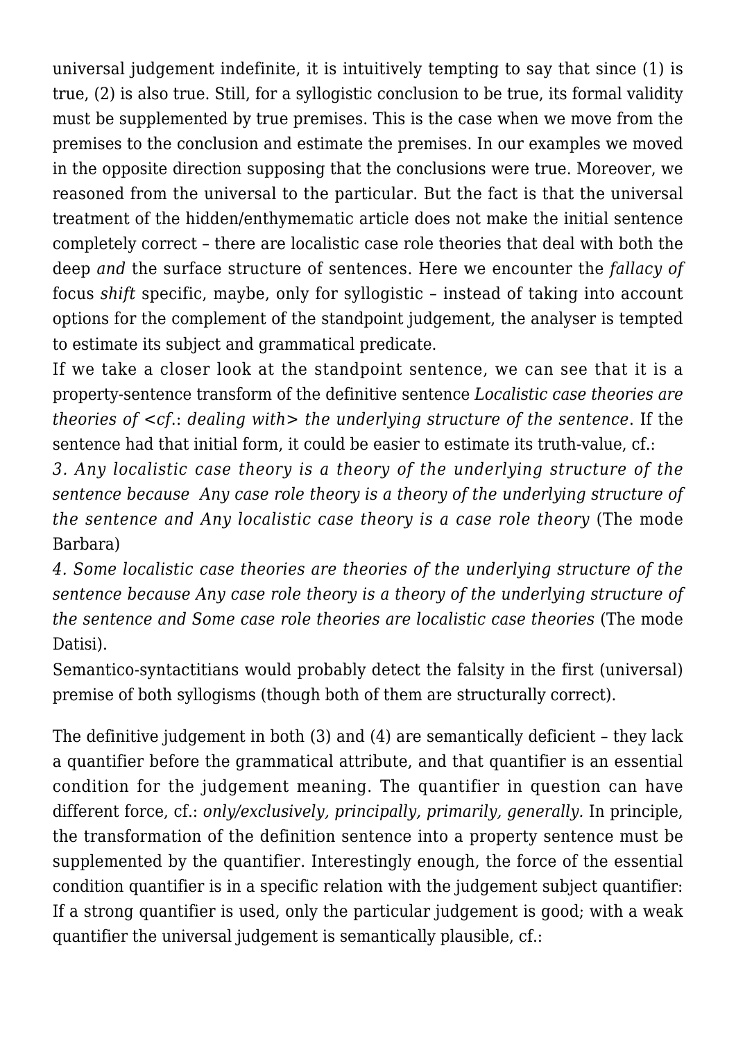universal judgement indefinite, it is intuitively tempting to say that since (1) is true, (2) is also true. Still, for a syllogistic conclusion to be true, its formal validity must be supplemented by true premises. This is the case when we move from the premises to the conclusion and estimate the premises. In our examples we moved in the opposite direction supposing that the conclusions were true. Moreover, we reasoned from the universal to the particular. But the fact is that the universal treatment of the hidden/enthymematic article does not make the initial sentence completely correct – there are localistic case role theories that deal with both the deep *and* the surface structure of sentences. Here we encounter the *fallacy of* focus *shift* specific, maybe, only for syllogistic – instead of taking into account options for the complement of the standpoint judgement, the analyser is tempted to estimate its subject and grammatical predicate.

If we take a closer look at the standpoint sentence, we can see that it is a property-sentence transform of the definitive sentence *Localistic case theories are theories of <cf.: dealing with> the underlying structure of the sentence*. If the sentence had that initial form, it could be easier to estimate its truth-value, cf.:

*3. Any localistic case theory is a theory of the underlying structure of the sentence because Any case role theory is a theory of the underlying structure of the sentence and Any localistic case theory is a case role theory* (The mode Barbara)

*4. Some localistic case theories are theories of the underlying structure of the sentence because Any case role theory is a theory of the underlying structure of the sentence and Some case role theories are localistic case theories* (The mode Datisi).

Semantico-syntactitians would probably detect the falsity in the first (universal) premise of both syllogisms (though both of them are structurally correct).

The definitive judgement in both (3) and (4) are semantically deficient – they lack a quantifier before the grammatical attribute, and that quantifier is an essential condition for the judgement meaning. The quantifier in question can have different force, cf.: *only/exclusively, principally, primarily, generally*. In principle, the transformation of the definition sentence into a property sentence must be supplemented by the quantifier. Interestingly enough, the force of the essential condition quantifier is in a specific relation with the judgement subject quantifier: If a strong quantifier is used, only the particular judgement is good; with a weak quantifier the universal judgement is semantically plausible, cf.: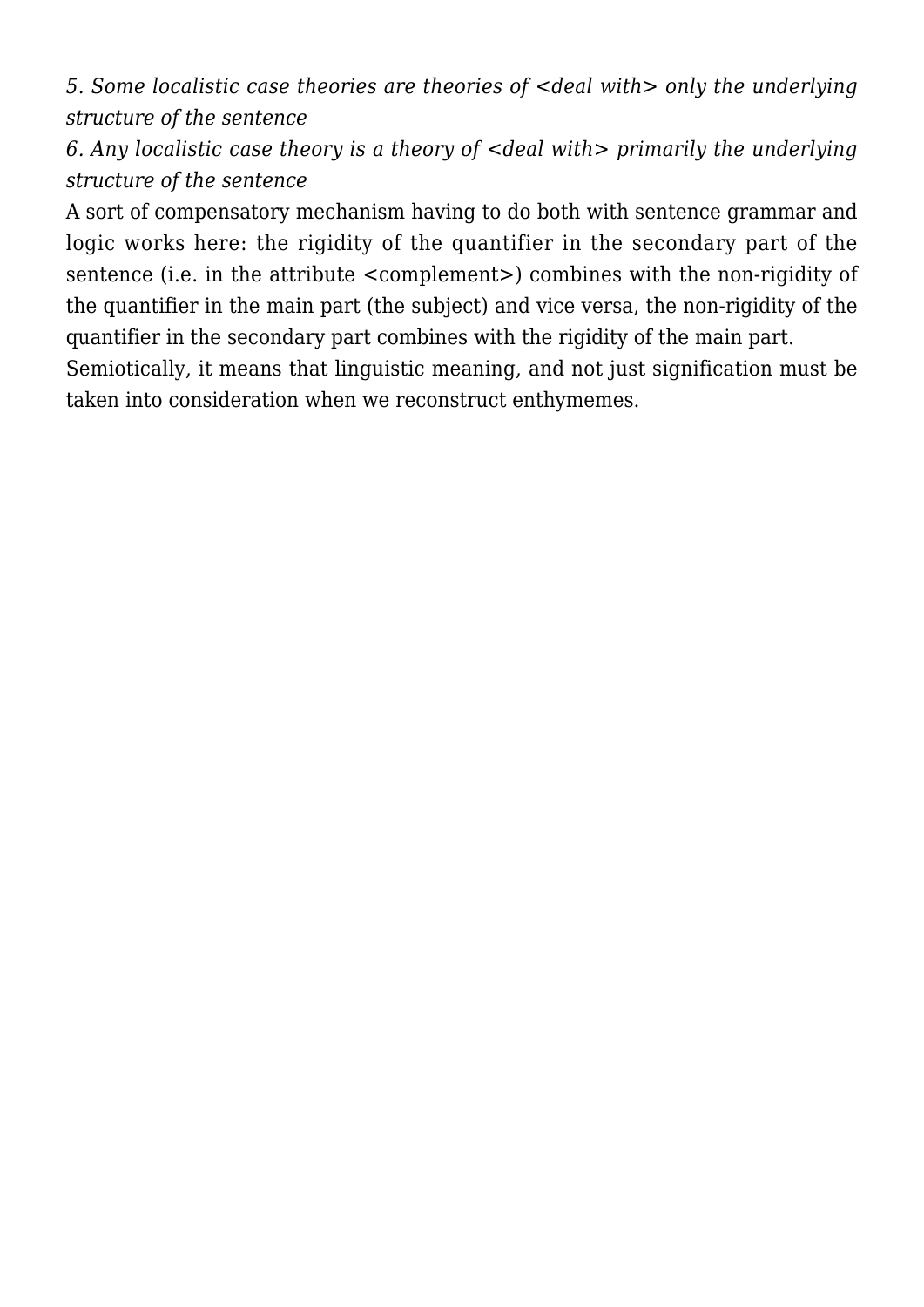*5. Some localistic case theories are theories of <deal with> only the underlying structure of the sentence*

*6. Any localistic case theory is a theory of <deal with> primarily the underlying structure of the sentence*

A sort of compensatory mechanism having to do both with sentence grammar and logic works here: the rigidity of the quantifier in the secondary part of the sentence (i.e. in the attribute <complement>) combines with the non-rigidity of the quantifier in the main part (the subject) and vice versa, the non-rigidity of the quantifier in the secondary part combines with the rigidity of the main part.

Semiotically, it means that linguistic meaning, and not just signification must be taken into consideration when we reconstruct enthymemes.